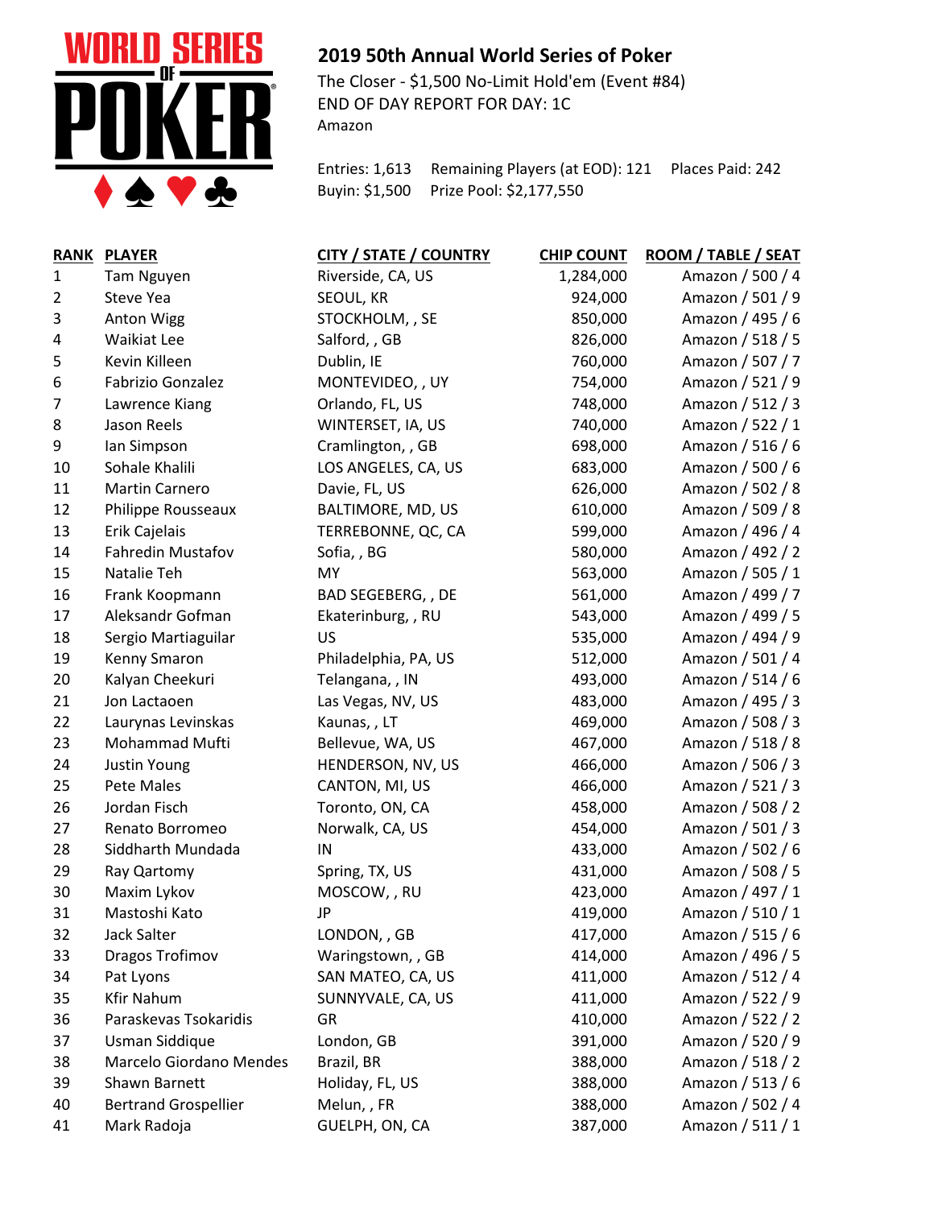# 2019 50th Annual World Series of Poker

The Closer - $1,500 No-Limit Hold'em (Event #84)
END OF DAY REPORT FOR DAY: 1C
Amazon

Entries: 1,613 Remaining Players (at EOD): 121 Places Paid: 242
Buyin: $1,500 Prize Pool: $2,177,550

| RANK | PLAYER | CITY / STATE / COUNTRY | CHIP COUNT | ROOM / TABLE / SEAT |
|---|---|---|---|---|
| 1 | Tam Nguyen | Riverside, CA, US | 1,284,000 | Amazon / 500 / 4 |
| 2 | Steve Yea | SEOUL, KR | 924,000 | Amazon / 501 / 9 |
| 3 | Anton Wigg | STOCKHOLM, , SE | 850,000 | Amazon / 495 / 6 |
| 4 | Waikiat Lee | Salford, , GB | 826,000 | Amazon / 518 / 5 |
| 5 | Kevin Killeen | Dublin, IE | 760,000 | Amazon / 507 / 7 |
| 6 | Fabrizio Gonzalez | MONTEVIDEO, , UY | 754,000 | Amazon / 521 / 9 |
| 7 | Lawrence Kiang | Orlando, FL, US | 748,000 | Amazon / 512 / 3 |
| 8 | Jason Reels | WINTERSET, IA, US | 740,000 | Amazon / 522 / 1 |
| 9 | Ian Simpson | Cramlington, , GB | 698,000 | Amazon / 516 / 6 |
| 10 | Sohale Khalili | LOS ANGELES, CA, US | 683,000 | Amazon / 500 / 6 |
| 11 | Martin Carnero | Davie, FL, US | 626,000 | Amazon / 502 / 8 |
| 12 | Philippe Rousseaux | BALTIMORE, MD, US | 610,000 | Amazon / 509 / 8 |
| 13 | Erik Cajelais | TERREBONNE, QC, CA | 599,000 | Amazon / 496 / 4 |
| 14 | Fahredin Mustafov | Sofia, , BG | 580,000 | Amazon / 492 / 2 |
| 15 | Natalie Teh | MY | 563,000 | Amazon / 505 / 1 |
| 16 | Frank Koopmann | BAD SEGEBERG, , DE | 561,000 | Amazon / 499 / 7 |
| 17 | Aleksandr Gofman | Ekaterinburg, , RU | 543,000 | Amazon / 499 / 5 |
| 18 | Sergio Martiaguilar | US | 535,000 | Amazon / 494 / 9 |
| 19 | Kenny Smaron | Philadelphia, PA, US | 512,000 | Amazon / 501 / 4 |
| 20 | Kalyan Cheekuri | Telangana, , IN | 493,000 | Amazon / 514 / 6 |
| 21 | Jon Lactaoen | Las Vegas, NV, US | 483,000 | Amazon / 495 / 3 |
| 22 | Laurynas Levinskas | Kaunas, , LT | 469,000 | Amazon / 508 / 3 |
| 23 | Mohammad Mufti | Bellevue, WA, US | 467,000 | Amazon / 518 / 8 |
| 24 | Justin Young | HENDERSON, NV, US | 466,000 | Amazon / 506 / 3 |
| 25 | Pete Males | CANTON, MI, US | 466,000 | Amazon / 521 / 3 |
| 26 | Jordan Fisch | Toronto, ON, CA | 458,000 | Amazon / 508 / 2 |
| 27 | Renato Borromeo | Norwalk, CA, US | 454,000 | Amazon / 501 / 3 |
| 28 | Siddharth Mundada | IN | 433,000 | Amazon / 502 / 6 |
| 29 | Ray Qartomy | Spring, TX, US | 431,000 | Amazon / 508 / 5 |
| 30 | Maxim Lykov | MOSCOW, , RU | 423,000 | Amazon / 497 / 1 |
| 31 | Mastoshi Kato | JP | 419,000 | Amazon / 510 / 1 |
| 32 | Jack Salter | LONDON, , GB | 417,000 | Amazon / 515 / 6 |
| 33 | Dragos Trofimov | Waringstown, , GB | 414,000 | Amazon / 496 / 5 |
| 34 | Pat Lyons | SAN MATEO, CA, US | 411,000 | Amazon / 512 / 4 |
| 35 | Kfir Nahum | SUNNYVALE, CA, US | 411,000 | Amazon / 522 / 9 |
| 36 | Paraskevas Tsokaridis | GR | 410,000 | Amazon / 522 / 2 |
| 37 | Usman Siddique | London, GB | 391,000 | Amazon / 520 / 9 |
| 38 | Marcelo Giordano Mendes | Brazil, BR | 388,000 | Amazon / 518 / 2 |
| 39 | Shawn Barnett | Holiday, FL, US | 388,000 | Amazon / 513 / 6 |
| 40 | Bertrand Grospellier | Melun, , FR | 388,000 | Amazon / 502 / 4 |
| 41 | Mark Radoja | GUELPH, ON, CA | 387,000 | Amazon / 511 / 1 |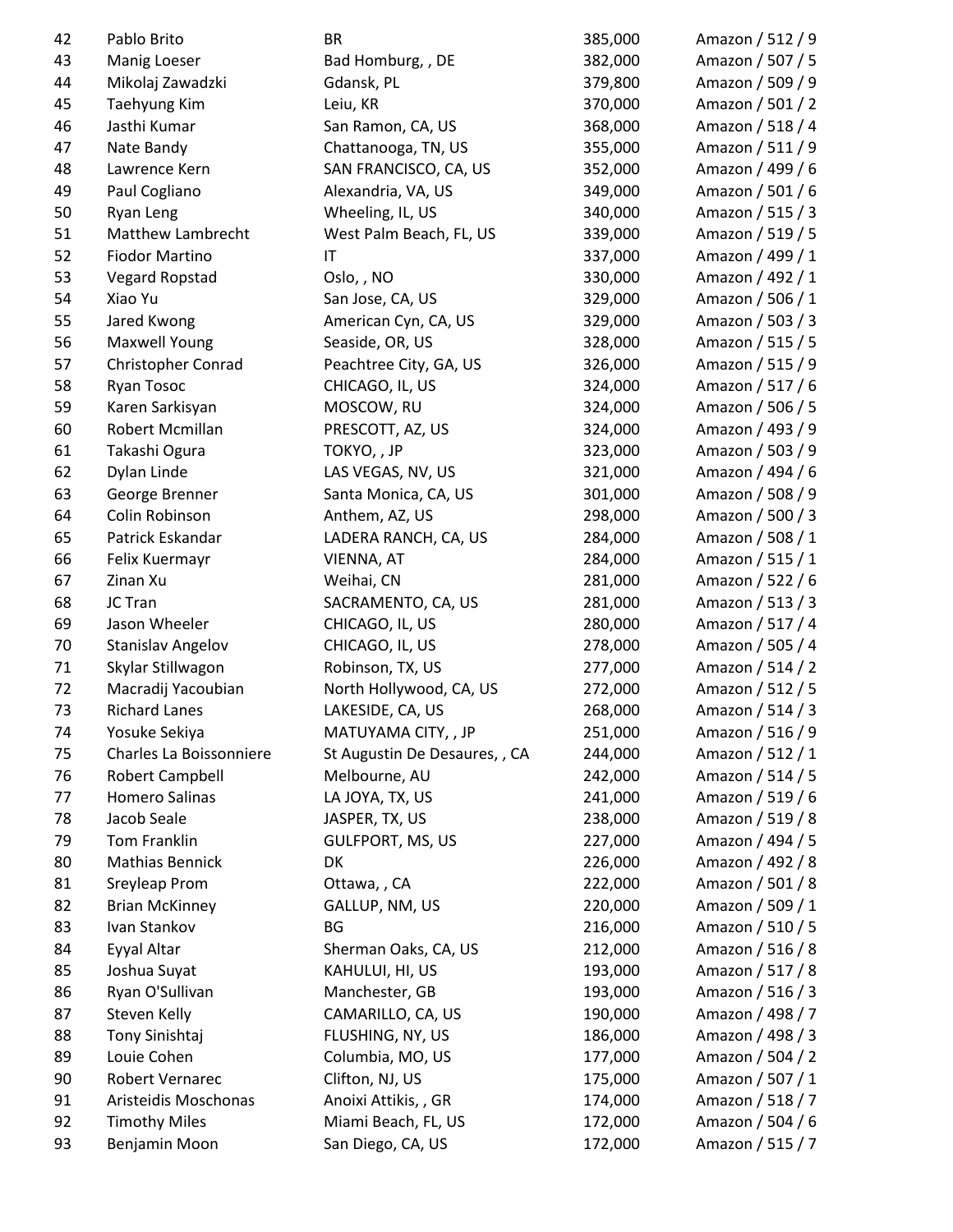| | | | | |
|---|---|---|---|---|
| 42 | Pablo Brito | BR | 385,000 | Amazon / 512 / 9 |
| 43 | Manig Loeser | Bad Homburg, , DE | 382,000 | Amazon / 507 / 5 |
| 44 | Mikolaj Zawadzki | Gdansk, PL | 379,800 | Amazon / 509 / 9 |
| 45 | Taehyung Kim | Leiu, KR | 370,000 | Amazon / 501 / 2 |
| 46 | Jasthi Kumar | San Ramon, CA, US | 368,000 | Amazon / 518 / 4 |
| 47 | Nate Bandy | Chattanooga, TN, US | 355,000 | Amazon / 511 / 9 |
| 48 | Lawrence Kern | SAN FRANCISCO, CA, US | 352,000 | Amazon / 499 / 6 |
| 49 | Paul Cogliano | Alexandria, VA, US | 349,000 | Amazon / 501 / 6 |
| 50 | Ryan Leng | Wheeling, IL, US | 340,000 | Amazon / 515 / 3 |
| 51 | Matthew Lambrecht | West Palm Beach, FL, US | 339,000 | Amazon / 519 / 5 |
| 52 | Fiodor Martino | IT | 337,000 | Amazon / 499 / 1 |
| 53 | Vegard Ropstad | Oslo, , NO | 330,000 | Amazon / 492 / 1 |
| 54 | Xiao Yu | San Jose, CA, US | 329,000 | Amazon / 506 / 1 |
| 55 | Jared Kwong | American Cyn, CA, US | 329,000 | Amazon / 503 / 3 |
| 56 | Maxwell Young | Seaside, OR, US | 328,000 | Amazon / 515 / 5 |
| 57 | Christopher Conrad | Peachtree City, GA, US | 326,000 | Amazon / 515 / 9 |
| 58 | Ryan Tosoc | CHICAGO, IL, US | 324,000 | Amazon / 517 / 6 |
| 59 | Karen Sarkisyan | MOSCOW, RU | 324,000 | Amazon / 506 / 5 |
| 60 | Robert Mcmillan | PRESCOTT, AZ, US | 324,000 | Amazon / 493 / 9 |
| 61 | Takashi Ogura | TOKYO, , JP | 323,000 | Amazon / 503 / 9 |
| 62 | Dylan Linde | LAS VEGAS, NV, US | 321,000 | Amazon / 494 / 6 |
| 63 | George Brenner | Santa Monica, CA, US | 301,000 | Amazon / 508 / 9 |
| 64 | Colin Robinson | Anthem, AZ, US | 298,000 | Amazon / 500 / 3 |
| 65 | Patrick Eskandar | LADERA RANCH, CA, US | 284,000 | Amazon / 508 / 1 |
| 66 | Felix Kuermayr | VIENNA, AT | 284,000 | Amazon / 515 / 1 |
| 67 | Zinan Xu | Weihai, CN | 281,000 | Amazon / 522 / 6 |
| 68 | JC Tran | SACRAMENTO, CA, US | 281,000 | Amazon / 513 / 3 |
| 69 | Jason Wheeler | CHICAGO, IL, US | 280,000 | Amazon / 517 / 4 |
| 70 | Stanislav Angelov | CHICAGO, IL, US | 278,000 | Amazon / 505 / 4 |
| 71 | Skylar Stillwagon | Robinson, TX, US | 277,000 | Amazon / 514 / 2 |
| 72 | Macradij Yacoubian | North Hollywood, CA, US | 272,000 | Amazon / 512 / 5 |
| 73 | Richard Lanes | LAKESIDE, CA, US | 268,000 | Amazon / 514 / 3 |
| 74 | Yosuke Sekiya | MATUYAMA CITY, , JP | 251,000 | Amazon / 516 / 9 |
| 75 | Charles La Boissonniere | St Augustin De Desaures, , CA | 244,000 | Amazon / 512 / 1 |
| 76 | Robert Campbell | Melbourne, AU | 242,000 | Amazon / 514 / 5 |
| 77 | Homero Salinas | LA JOYA, TX, US | 241,000 | Amazon / 519 / 6 |
| 78 | Jacob Seale | JASPER, TX, US | 238,000 | Amazon / 519 / 8 |
| 79 | Tom Franklin | GULFPORT, MS, US | 227,000 | Amazon / 494 / 5 |
| 80 | Mathias Bennick | DK | 226,000 | Amazon / 492 / 8 |
| 81 | Sreyleap Prom | Ottawa, , CA | 222,000 | Amazon / 501 / 8 |
| 82 | Brian McKinney | GALLUP, NM, US | 220,000 | Amazon / 509 / 1 |
| 83 | Ivan Stankov | BG | 216,000 | Amazon / 510 / 5 |
| 84 | Eyyal Altar | Sherman Oaks, CA, US | 212,000 | Amazon / 516 / 8 |
| 85 | Joshua Suyat | KAHULUI, HI, US | 193,000 | Amazon / 517 / 8 |
| 86 | Ryan O'Sullivan | Manchester, GB | 193,000 | Amazon / 516 / 3 |
| 87 | Steven Kelly | CAMARILLO, CA, US | 190,000 | Amazon / 498 / 7 |
| 88 | Tony Sinishtaj | FLUSHING, NY, US | 186,000 | Amazon / 498 / 3 |
| 89 | Louie Cohen | Columbia, MO, US | 177,000 | Amazon / 504 / 2 |
| 90 | Robert Vernarec | Clifton, NJ, US | 175,000 | Amazon / 507 / 1 |
| 91 | Aristeidis Moschonas | Anoixi Attikis, , GR | 174,000 | Amazon / 518 / 7 |
| 92 | Timothy Miles | Miami Beach, FL, US | 172,000 | Amazon / 504 / 6 |
| 93 | Benjamin Moon | San Diego, CA, US | 172,000 | Amazon / 515 / 7 |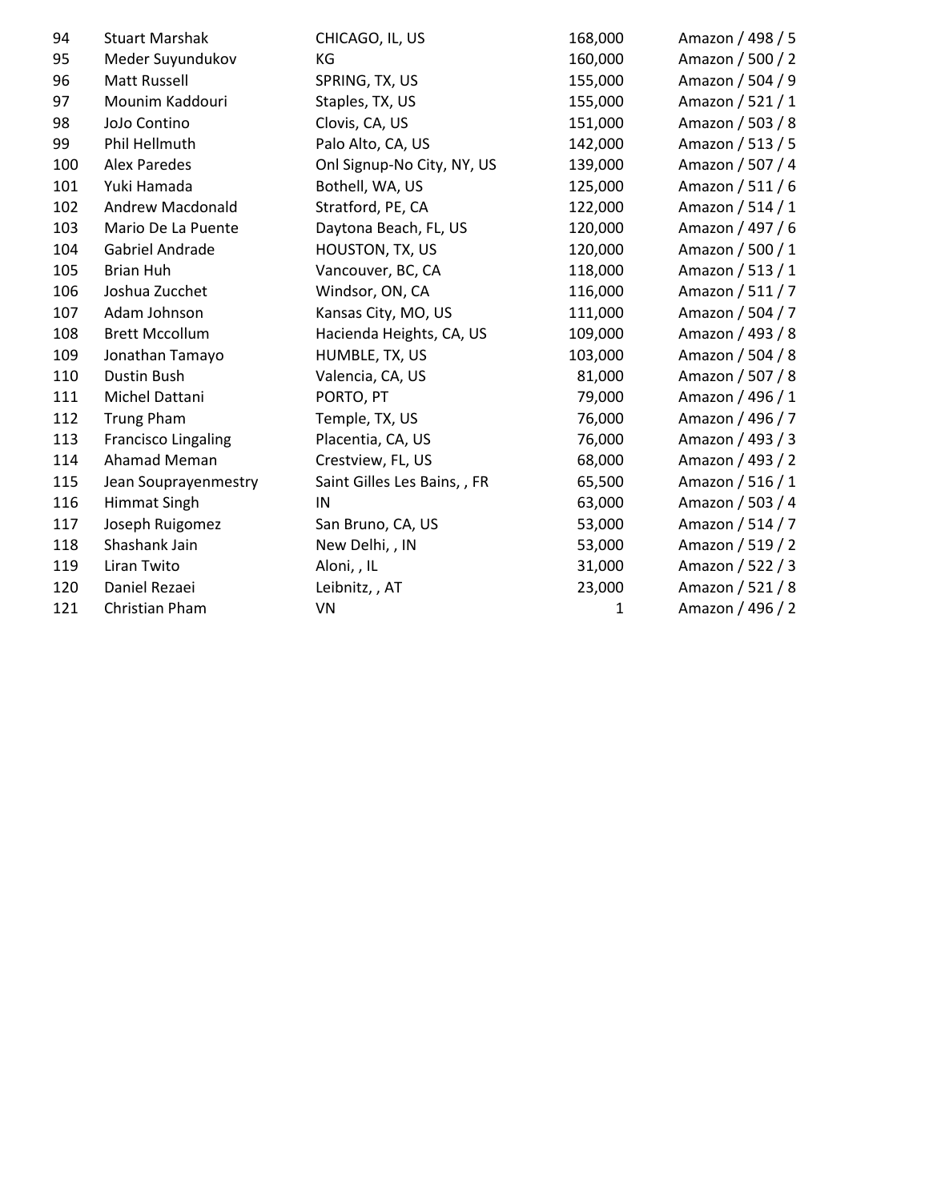| | | | | |
|---|---|---|---|---|
| 94 | Stuart Marshak | CHICAGO, IL, US | 168,000 | Amazon / 498 / 5 |
| 95 | Meder Suyundukov | KG | 160,000 | Amazon / 500 / 2 |
| 96 | Matt Russell | SPRING, TX, US | 155,000 | Amazon / 504 / 9 |
| 97 | Mounim Kaddouri | Staples, TX, US | 155,000 | Amazon / 521 / 1 |
| 98 | JoJo Contino | Clovis, CA, US | 151,000 | Amazon / 503 / 8 |
| 99 | Phil Hellmuth | Palo Alto, CA, US | 142,000 | Amazon / 513 / 5 |
| 100 | Alex Paredes | Onl Signup-No City, NY, US | 139,000 | Amazon / 507 / 4 |
| 101 | Yuki Hamada | Bothell, WA, US | 125,000 | Amazon / 511 / 6 |
| 102 | Andrew Macdonald | Stratford, PE, CA | 122,000 | Amazon / 514 / 1 |
| 103 | Mario De La Puente | Daytona Beach, FL, US | 120,000 | Amazon / 497 / 6 |
| 104 | Gabriel Andrade | HOUSTON, TX, US | 120,000 | Amazon / 500 / 1 |
| 105 | Brian Huh | Vancouver, BC, CA | 118,000 | Amazon / 513 / 1 |
| 106 | Joshua Zucchet | Windsor, ON, CA | 116,000 | Amazon / 511 / 7 |
| 107 | Adam Johnson | Kansas City, MO, US | 111,000 | Amazon / 504 / 7 |
| 108 | Brett Mccollum | Hacienda Heights, CA, US | 109,000 | Amazon / 493 / 8 |
| 109 | Jonathan Tamayo | HUMBLE, TX, US | 103,000 | Amazon / 504 / 8 |
| 110 | Dustin Bush | Valencia, CA, US | 81,000 | Amazon / 507 / 8 |
| 111 | Michel Dattani | PORTO, PT | 79,000 | Amazon / 496 / 1 |
| 112 | Trung Pham | Temple, TX, US | 76,000 | Amazon / 496 / 7 |
| 113 | Francisco Lingaling | Placentia, CA, US | 76,000 | Amazon / 493 / 3 |
| 114 | Ahamad Meman | Crestview, FL, US | 68,000 | Amazon / 493 / 2 |
| 115 | Jean Souprayenmestry | Saint Gilles Les Bains, , FR | 65,500 | Amazon / 516 / 1 |
| 116 | Himmat Singh | IN | 63,000 | Amazon / 503 / 4 |
| 117 | Joseph Ruigomez | San Bruno, CA, US | 53,000 | Amazon / 514 / 7 |
| 118 | Shashank Jain | New Delhi, , IN | 53,000 | Amazon / 519 / 2 |
| 119 | Liran Twito | Aloni, , IL | 31,000 | Amazon / 522 / 3 |
| 120 | Daniel Rezaei | Leibnitz, , AT | 23,000 | Amazon / 521 / 8 |
| 121 | Christian Pham | VN | 1 | Amazon / 496 / 2 |